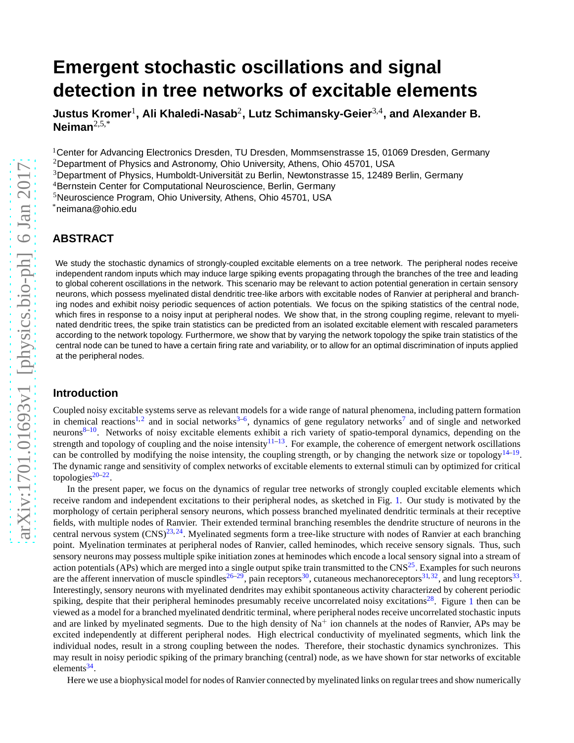# Emergent stochastic oscillations and signal detection in tree networks of excitable elements

**Justus Kromer[1], Ali Khaledi-Nasab[2], Lutz Schimansky-Geier[3,4], and Alexander B. Neiman[2,5,*]**

[1]Center for Advancing Electronics Dresden, TU Dresden, Mommsenstrasse 15, 01069 Dresden, Germany
[2]Department of Physics and Astronomy, Ohio University, Athens, Ohio 45701, USA
[3]Department of Physics, Humboldt-Universität zu Berlin, Newtonstrasse 15, 12489 Berlin, Germany
[4]Bernstein Center for Computational Neuroscience, Berlin, Germany
[5]Neuroscience Program, Ohio University, Athens, Ohio 45701, USA
[*]neimana@ohio.edu

## ABSTRACT

We study the stochastic dynamics of strongly-coupled excitable elements on a tree network. The peripheral nodes receive independent random inputs which may induce large spiking events propagating through the branches of the tree and leading to global coherent oscillations in the network. This scenario may be relevant to action potential generation in certain sensory neurons, which possess myelinated distal dendritic tree-like arbors with excitable nodes of Ranvier at peripheral and branching nodes and exhibit noisy periodic sequences of action potentials. We focus on the spiking statistics of the central node, which fires in response to a noisy input at peripheral nodes. We show that, in the strong coupling regime, relevant to myelinated dendritic trees, the spike train statistics can be predicted from an isolated excitable element with rescaled parameters according to the network topology. Furthermore, we show that by varying the network topology the spike train statistics of the central node can be tuned to have a certain firing rate and variability, or to allow for an optimal discrimination of inputs applied at the peripheral nodes.

## Introduction

Coupled noisy excitable systems serve as relevant models for a wide range of natural phenomena, including pattern formation in chemical reactions[1,2] and in social networks[3–6], dynamics of gene regulatory networks[7] and of single and networked neurons[8–10]. Networks of noisy excitable elements exhibit a rich variety of spatio-temporal dynamics, depending on the strength and topology of coupling and the noise intensity[11–13]. For example, the coherence of emergent network oscillations can be controlled by modifying the noise intensity, the coupling strength, or by changing the network size or topology[14–19]. The dynamic range and sensitivity of complex networks of excitable elements to external stimuli can by optimized for critical topologies[20–22].

In the present paper, we focus on the dynamics of regular tree networks of strongly coupled excitable elements which receive random and independent excitations to their peripheral nodes, as sketched in Fig. 1. Our study is motivated by the morphology of certain peripheral sensory neurons, which possess branched myelinated dendritic terminals at their receptive fields, with multiple nodes of Ranvier. Their extended terminal branching resembles the dendrite structure of neurons in the central nervous system (CNS)[23,24]. Myelinated segments form a tree-like structure with nodes of Ranvier at each branching point. Myelination terminates at peripheral nodes of Ranvier, called heminodes, which receive sensory signals. Thus, such sensory neurons may possess multiple spike initiation zones at heminodes which encode a local sensory signal into a stream of action potentials (APs) which are merged into a single output spike train transmitted to the CNS[25]. Examples for such neurons are the afferent innervation of muscle spindles[26–29], pain receptors[30], cutaneous mechanoreceptors[31,32], and lung receptors[33]. Interestingly, sensory neurons with myelinated dendrites may exhibit spontaneous activity characterized by coherent periodic spiking, despite that their peripheral heminodes presumably receive uncorrelated noisy excitations[28]. Figure 1 then can be viewed as a model for a branched myelinated dendritic terminal, where peripheral nodes receive uncorrelated stochastic inputs and are linked by myelinated segments. Due to the high density of $Na^+$ ion channels at the nodes of Ranvier, APs may be excited independently at different peripheral nodes. High electrical conductivity of myelinated segments, which link the individual nodes, result in a strong coupling between the nodes. Therefore, their stochastic dynamics synchronizes. This may result in noisy periodic spiking of the primary branching (central) node, as we have shown for star networks of excitable elements[34].

Here we use a biophysical model for nodes of Ranvier connected by myelinated links on regular trees and show numerically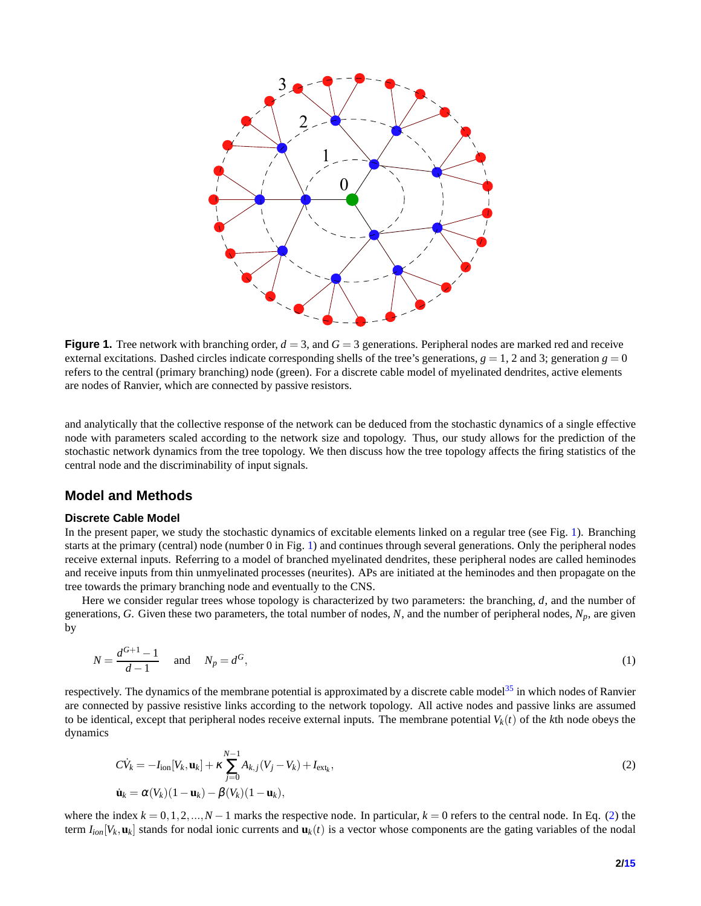**Figure 1.** Tree network with branching order, $d = 3$, and $G = 3$ generations. Peripheral nodes are marked red and receive external excitations. Dashed circles indicate corresponding shells of the tree's generations, $g = 1$, 2 and 3; generation $g = 0$ refers to the central (primary branching) node (green). For a discrete cable model of myelinated dendrites, active elements are nodes of Ranvier, which are connected by passive resistors.

and analytically that the collective response of the network can be deduced from the stochastic dynamics of a single effective node with parameters scaled according to the network size and topology. Thus, our study allows for the prediction of the stochastic network dynamics from the tree topology. We then discuss how the tree topology affects the firing statistics of the central node and the discriminability of input signals.

## Model and Methods

### Discrete Cable Model

In the present paper, we study the stochastic dynamics of excitable elements linked on a regular tree (see Fig. 1). Branching starts at the primary (central) node (number 0 in Fig. 1) and continues through several generations. Only the peripheral nodes receive external inputs. Referring to a model of branched myelinated dendrites, these peripheral nodes are called heminodes and receive inputs from thin unmyelinated processes (neurites). APs are initiated at the heminodes and then propagate on the tree towards the primary branching node and eventually to the CNS.

Here we consider regular trees whose topology is characterized by two parameters: the branching, $d$, and the number of generations, $G$. Given these two parameters, the total number of nodes, $N$, and the number of peripheral nodes, $N_p$, are given by

$$N = \frac{d^{G+1} - 1}{d - 1} \quad \text{and} \quad N_p = d^G, \tag{1}$$

respectively. The dynamics of the membrane potential is approximated by a discrete cable model[35] in which nodes of Ranvier are connected by passive resistive links according to the network topology. All active nodes and passive links are assumed to be identical, except that peripheral nodes receive external inputs. The membrane potential $V_k(t)$ of the $k$th node obeys the dynamics

$$\begin{aligned} C\dot{V}_k &= -I_{\text{ion}}[V_k, \mathbf{u}_k] + \kappa \sum_{j=0}^{N-1} A_{k,j}(V_j - V_k) + I_{\text{ext}_k}, \\ \dot{\mathbf{u}}_k &= \alpha(V_k)(1 - \mathbf{u}_k) - \beta(V_k)(1 - \mathbf{u}_k), \end{aligned} \tag{2}$$

where the index $k = 0, 1, 2, \ldots, N-1$ marks the respective node. In particular, $k = 0$ refers to the central node. In Eq. (2) the term $I_{ion}[V_k, \mathbf{u}_k]$ stands for nodal ionic currents and $\mathbf{u}_k(t)$ is a vector whose components are the gating variables of the nodal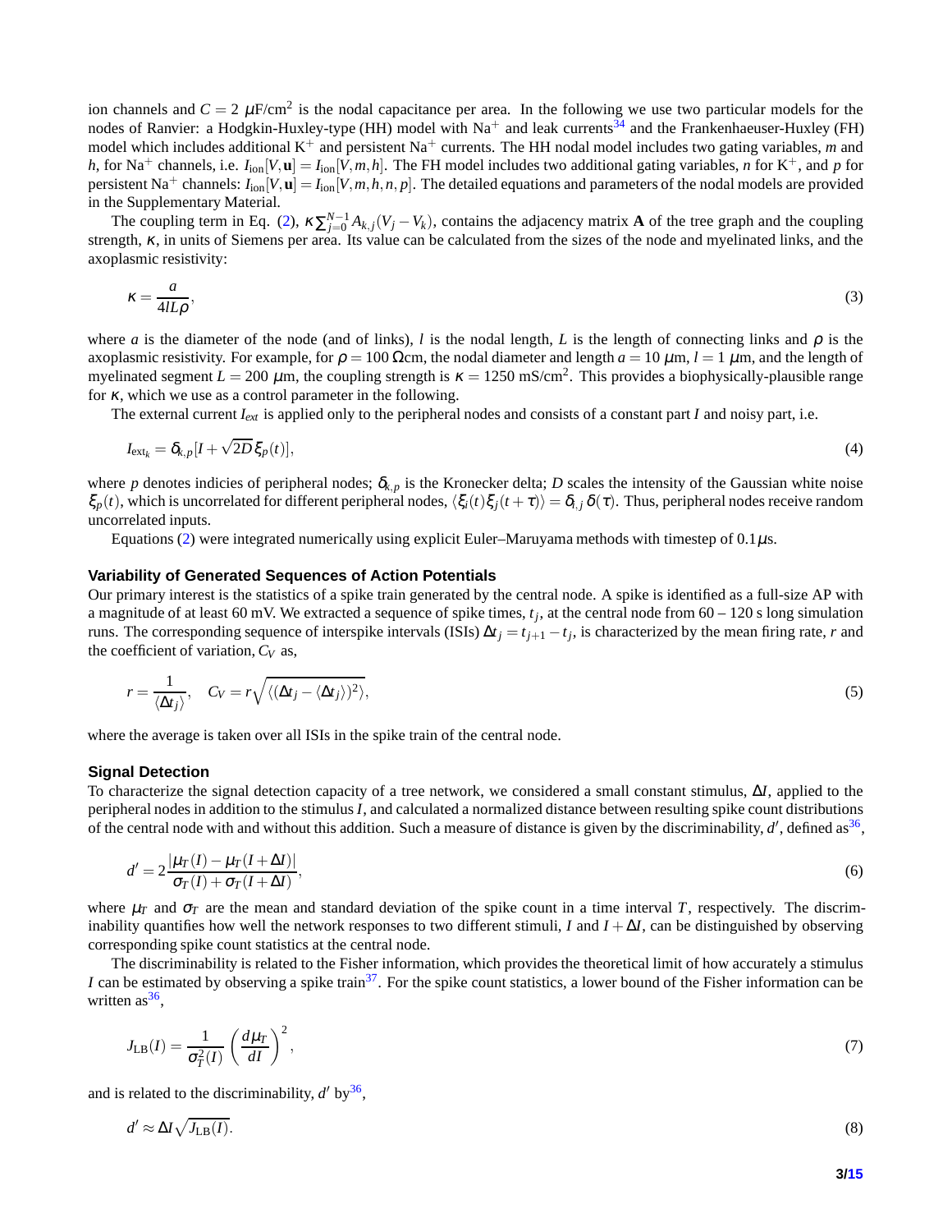ion channels and $C = 2$ $\mu$F/cm$^2$ is the nodal capacitance per area. In the following we use two particular models for the nodes of Ranvier: a Hodgkin-Huxley-type (HH) model with $Na^+$ and leak currents[34] and the Frankenhaeuser-Huxley (FH) model which includes additional $K^+$ and persistent $Na^+$ currents. The HH nodal model includes two gating variables, $m$ and $h$, for $Na^+$ channels, i.e. $I_{\text{ion}}[V, \mathbf{u}] = I_{\text{ion}}[V, m, h]$. The FH model includes two additional gating variables, $n$ for $K^+$, and $p$ for persistent $Na^+$ channels: $I_{\text{ion}}[V, \mathbf{u}] = I_{\text{ion}}[V, m, h, n, p]$. The detailed equations and parameters of the nodal models are provided in the Supplementary Material.

The coupling term in Eq. (2), $\kappa \sum_{j=0}^{N-1} A_{k,j}(V_j - V_k)$, contains the adjacency matrix $\mathbf{A}$ of the tree graph and the coupling strength, $\kappa$, in units of Siemens per area. Its value can be calculated from the sizes of the node and myelinated links, and the axoplasmic resistivity:

$$\kappa = \frac{a}{4lL\rho}, \tag{3}$$

where $a$ is the diameter of the node (and of links), $l$ is the nodal length, $L$ is the length of connecting links and $\rho$ is the axoplasmic resistivity. For example, for $\rho = 100\ \Omega$cm, the nodal diameter and length $a = 10\ \mu$m, $l = 1\ \mu$m, and the length of myelinated segment $L = 200\ \mu$m, the coupling strength is $\kappa = 1250$ mS/cm$^2$. This provides a biophysically-plausible range for $\kappa$, which we use as a control parameter in the following.

The external current $I_{ext}$ is applied only to the peripheral nodes and consists of a constant part $I$ and noisy part, i.e.

$$I_{\text{ext}_k} = \delta_{k,p}[I + \sqrt{2D}\,\xi_p(t)], \tag{4}$$

where $p$ denotes indicies of peripheral nodes; $\delta_{k,p}$ is the Kronecker delta; $D$ scales the intensity of the Gaussian white noise $\xi_p(t)$, which is uncorrelated for different peripheral nodes, $\langle \xi_i(t)\xi_j(t+\tau)\rangle = \delta_{i,j}\,\delta(\tau)$. Thus, peripheral nodes receive random uncorrelated inputs.

Equations (2) were integrated numerically using explicit Euler–Maruyama methods with timestep of $0.1\,\mu$s.

### Variability of Generated Sequences of Action Potentials

Our primary interest is the statistics of a spike train generated by the central node. A spike is identified as a full-size AP with a magnitude of at least 60 mV. We extracted a sequence of spike times, $t_j$, at the central node from 60 – 120 s long simulation runs. The corresponding sequence of interspike intervals (ISIs) $\Delta t_j = t_{j+1} - t_j$, is characterized by the mean firing rate, $r$ and the coefficient of variation, $C_V$ as,

$$r = \frac{1}{\langle \Delta t_j \rangle}, \quad C_V = r\sqrt{\langle (\Delta t_j - \langle \Delta t_j \rangle)^2 \rangle}, \tag{5}$$

where the average is taken over all ISIs in the spike train of the central node.

### Signal Detection

To characterize the signal detection capacity of a tree network, we considered a small constant stimulus, $\Delta I$, applied to the peripheral nodes in addition to the stimulus $I$, and calculated a normalized distance between resulting spike count distributions of the central node with and without this addition. Such a measure of distance is given by the discriminability, $d'$, defined as[36],

$$d' = 2\frac{|\mu_T(I) - \mu_T(I + \Delta I)|}{\sigma_T(I) + \sigma_T(I + \Delta I)}, \tag{6}$$

where $\mu_T$ and $\sigma_T$ are the mean and standard deviation of the spike count in a time interval $T$, respectively. The discriminability quantifies how well the network responses to two different stimuli, $I$ and $I + \Delta I$, can be distinguished by observing corresponding spike count statistics at the central node.

The discriminability is related to the Fisher information, which provides the theoretical limit of how accurately a stimulus $I$ can be estimated by observing a spike train[37]. For the spike count statistics, a lower bound of the Fisher information can be written as[36],

$$J_{\text{LB}}(I) = \frac{1}{\sigma_T^2(I)}\left(\frac{d\mu_T}{dI}\right)^2, \tag{7}$$

and is related to the discriminability, $d'$ by[36],

$$d' \approx \Delta I \sqrt{J_{\text{LB}}(I)}. \tag{8}$$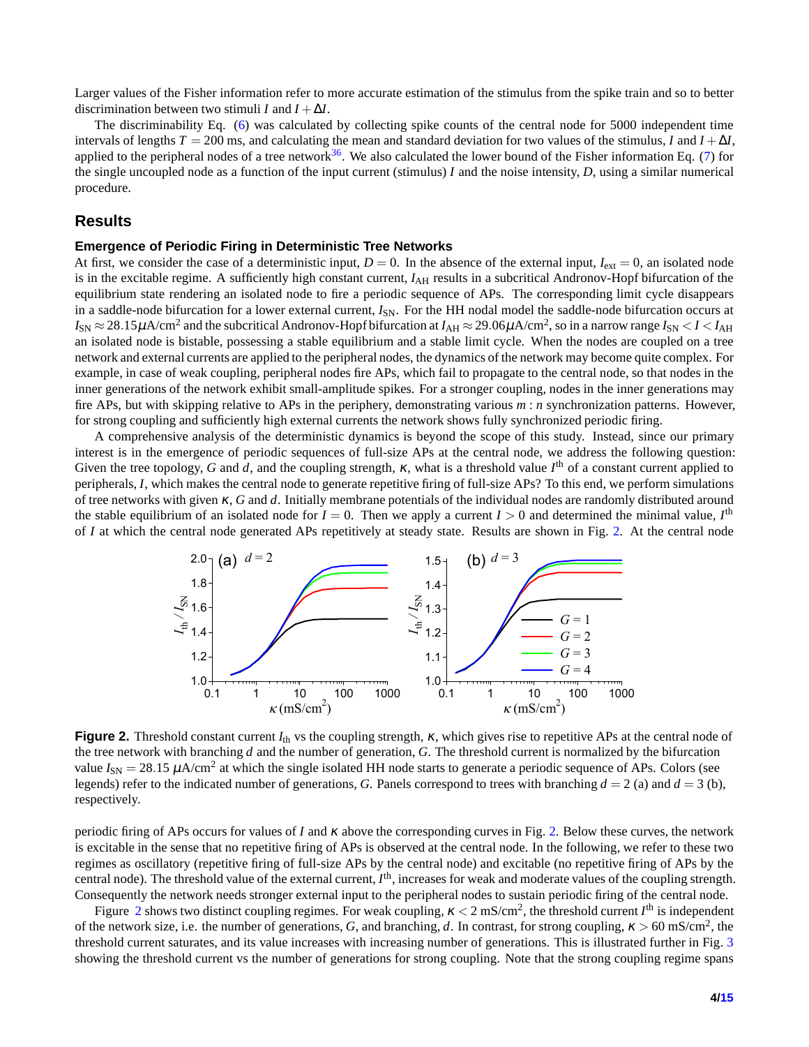Larger values of the Fisher information refer to more accurate estimation of the stimulus from the spike train and so to better discrimination between two stimuli $I$ and $I + \Delta I$.

The discriminability Eq. (6) was calculated by collecting spike counts of the central node for 5000 independent time intervals of lengths $T = 200$ ms, and calculating the mean and standard deviation for two values of the stimulus, $I$ and $I + \Delta I$, applied to the peripheral nodes of a tree network[36]. We also calculated the lower bound of the Fisher information Eq. (7) for the single uncoupled node as a function of the input current (stimulus) $I$ and the noise intensity, $D$, using a similar numerical procedure.

## Results

### Emergence of Periodic Firing in Deterministic Tree Networks

At first, we consider the case of a deterministic input, $D = 0$. In the absence of the external input, $I_{\rm ext} = 0$, an isolated node is in the excitable regime. A sufficiently high constant current, $I_{\rm AH}$ results in a subcritical Andronov-Hopf bifurcation of the equilibrium state rendering an isolated node to fire a periodic sequence of APs. The corresponding limit cycle disappears in a saddle-node bifurcation for a lower external current, $I_{\rm SN}$. For the HH nodal model the saddle-node bifurcation occurs at $I_{\rm SN} \approx 28.15 \mu$A/cm$^2$ and the subcritical Andronov-Hopf bifurcation at $I_{\rm AH} \approx 29.06 \mu$A/cm$^2$, so in a narrow range $I_{\rm SN} < I < I_{\rm AH}$ an isolated node is bistable, possessing a stable equilibrium and a stable limit cycle. When the nodes are coupled on a tree network and external currents are applied to the peripheral nodes, the dynamics of the network may become quite complex. For example, in case of weak coupling, peripheral nodes fire APs, which fail to propagate to the central node, so that nodes in the inner generations of the network exhibit small-amplitude spikes. For a stronger coupling, nodes in the inner generations may fire APs, but with skipping relative to APs in the periphery, demonstrating various $m : n$ synchronization patterns. However, for strong coupling and sufficiently high external currents the network shows fully synchronized periodic firing.

A comprehensive analysis of the deterministic dynamics is beyond the scope of this study. Instead, since our primary interest is in the emergence of periodic sequences of full-size APs at the central node, we address the following question: Given the tree topology, $G$ and $d$, and the coupling strength, $\kappa$, what is a threshold value $I^{\rm th}$ of a constant current applied to peripherals, $I$, which makes the central node to generate repetitive firing of full-size APs? To this end, we perform simulations of tree networks with given $\kappa$, $G$ and $d$. Initially membrane potentials of the individual nodes are randomly distributed around the stable equilibrium of an isolated node for $I = 0$. Then we apply a current $I > 0$ and determined the minimal value, $I^{\rm th}$ of $I$ at which the central node generated APs repetitively at steady state. Results are shown in Fig. 2. At the central node periodic firing of APs occurs for values of $I$ and $\kappa$ above the corresponding curves in Fig. 2. Below these curves, the network is excitable in the sense that no repetitive firing of APs is observed at the central node. In the following, we refer to these two regimes as oscillatory (repetitive firing of full-size APs by the central node) and excitable (no repetitive firing of APs by the central node). The threshold value of the external current, $I^{\rm th}$, increases for weak and moderate values of the coupling strength. Consequently the network needs stronger external input to the peripheral nodes to sustain periodic firing of the central node.

**Figure 2.** Threshold constant current $I_{\rm th}$ vs the coupling strength, $\kappa$, which gives rise to repetitive APs at the central node of the tree network with branching $d$ and the number of generation, $G$. The threshold current is normalized by the bifurcation value $I_{\rm SN} = 28.15$ $\mu$A/cm$^2$ at which the single isolated HH node starts to generate a periodic sequence of APs. Colors (see legends) refer to the indicated number of generations, $G$. Panels correspond to trees with branching $d = 2$ (a) and $d = 3$ (b), respectively.

Figure 2 shows two distinct coupling regimes. For weak coupling, $\kappa < 2$ mS/cm$^2$, the threshold current $I^{\rm th}$ is independent of the network size, i.e. the number of generations, $G$, and branching, $d$. In contrast, for strong coupling, $\kappa > 60$ mS/cm$^2$, the threshold current saturates, and its value increases with increasing number of generations. This is illustrated further in Fig. 3 showing the threshold current vs the number of generations for strong coupling. Note that the strong coupling regime spans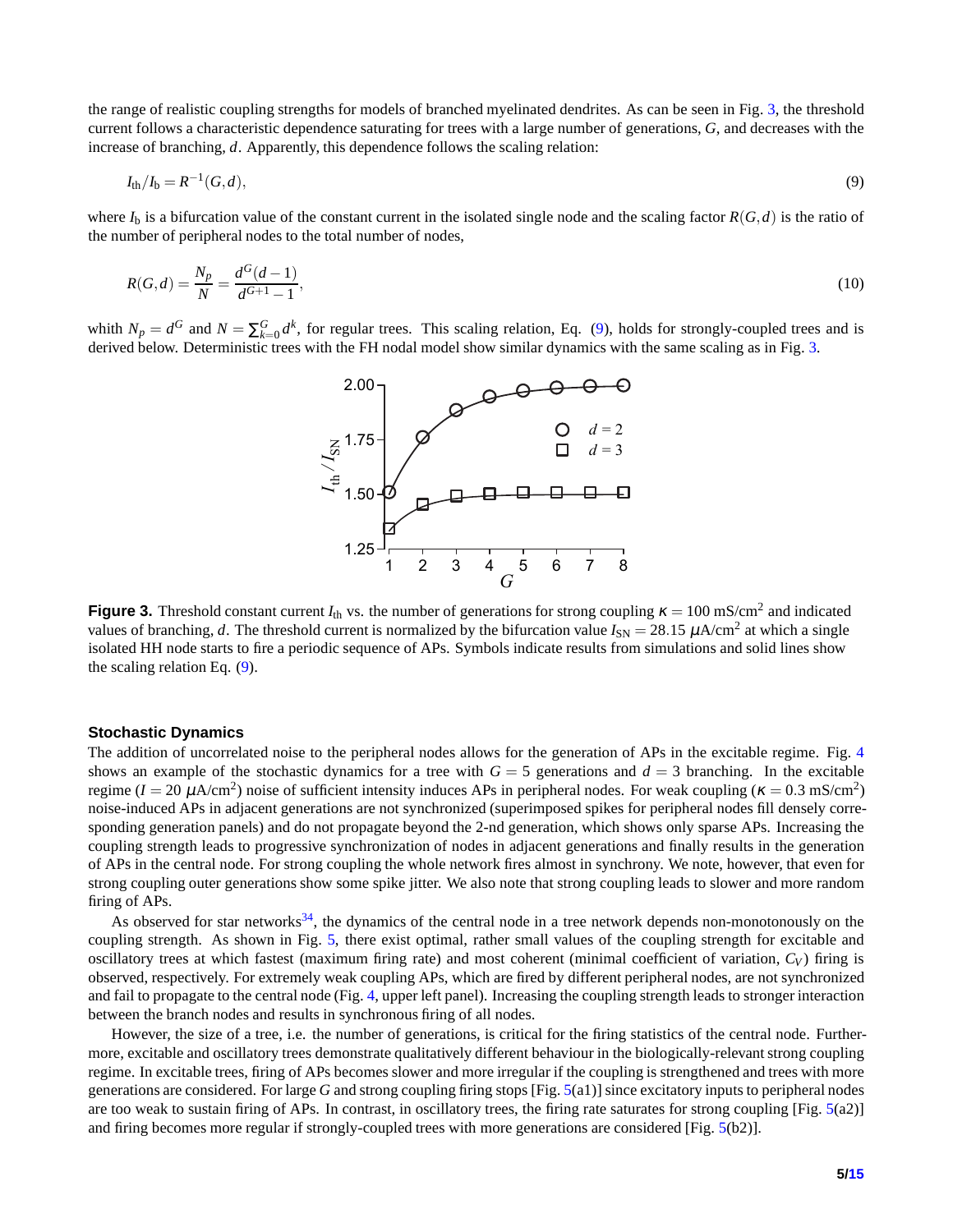the range of realistic coupling strengths for models of branched myelinated dendrites. As can be seen in Fig. 3, the threshold current follows a characteristic dependence saturating for trees with a large number of generations, $G$, and decreases with the increase of branching, $d$. Apparently, this dependence follows the scaling relation:

$$I_{\text{th}}/I_{\text{b}} = R^{-1}(G,d), \tag{9}$$

where $I_{\text{b}}$ is a bifurcation value of the constant current in the isolated single node and the scaling factor $R(G,d)$ is the ratio of the number of peripheral nodes to the total number of nodes,

$$R(G,d) = \frac{N_p}{N} = \frac{d^G(d-1)}{d^{G+1}-1}, \tag{10}$$

whith $N_p = d^G$ and $N = \sum_{k=0}^{G} d^k$, for regular trees. This scaling relation, Eq. (9), holds for strongly-coupled trees and is derived below. Deterministic trees with the FH nodal model show similar dynamics with the same scaling as in Fig. 3.

**Figure 3.** Threshold constant current $I_{\text{th}}$ vs. the number of generations for strong coupling $\kappa = 100$ mS/cm$^2$ and indicated values of branching, $d$. The threshold current is normalized by the bifurcation value $I_{\text{SN}} = 28.15$ $\mu$A/cm$^2$ at which a single isolated HH node starts to fire a periodic sequence of APs. Symbols indicate results from simulations and solid lines show the scaling relation Eq. (9).

## Stochastic Dynamics

The addition of uncorrelated noise to the peripheral nodes allows for the generation of APs in the excitable regime. Fig. 4 shows an example of the stochastic dynamics for a tree with $G = 5$ generations and $d = 3$ branching. In the excitable regime ($I = 20$ $\mu$A/cm$^2$) noise of sufficient intensity induces APs in peripheral nodes. For weak coupling ($\kappa = 0.3$ mS/cm$^2$) noise-induced APs in adjacent generations are not synchronized (superimposed spikes for peripheral nodes fill densely corresponding generation panels) and do not propagate beyond the 2-nd generation, which shows only sparse APs. Increasing the coupling strength leads to progressive synchronization of nodes in adjacent generations and finally results in the generation of APs in the central node. For strong coupling the whole network fires almost in synchrony. We note, however, that even for strong coupling outer generations show some spike jitter. We also note that strong coupling leads to slower and more random firing of APs.

As observed for star networks[34], the dynamics of the central node in a tree network depends non-monotonously on the coupling strength. As shown in Fig. 5, there exist optimal, rather small values of the coupling strength for excitable and oscillatory trees at which fastest (maximum firing rate) and most coherent (minimal coefficient of variation, $C_V$) firing is observed, respectively. For extremely weak coupling APs, which are fired by different peripheral nodes, are not synchronized and fail to propagate to the central node (Fig. 4, upper left panel). Increasing the coupling strength leads to stronger interaction between the branch nodes and results in synchronous firing of all nodes.

However, the size of a tree, i.e. the number of generations, is critical for the firing statistics of the central node. Furthermore, excitable and oscillatory trees demonstrate qualitatively different behaviour in the biologically-relevant strong coupling regime. In excitable trees, firing of APs becomes slower and more irregular if the coupling is strengthened and trees with more generations are considered. For large $G$ and strong coupling firing stops [Fig. 5(a1)] since excitatory inputs to peripheral nodes are too weak to sustain firing of APs. In contrast, in oscillatory trees, the firing rate saturates for strong coupling [Fig. 5(a2)] and firing becomes more regular if strongly-coupled trees with more generations are considered [Fig. 5(b2)].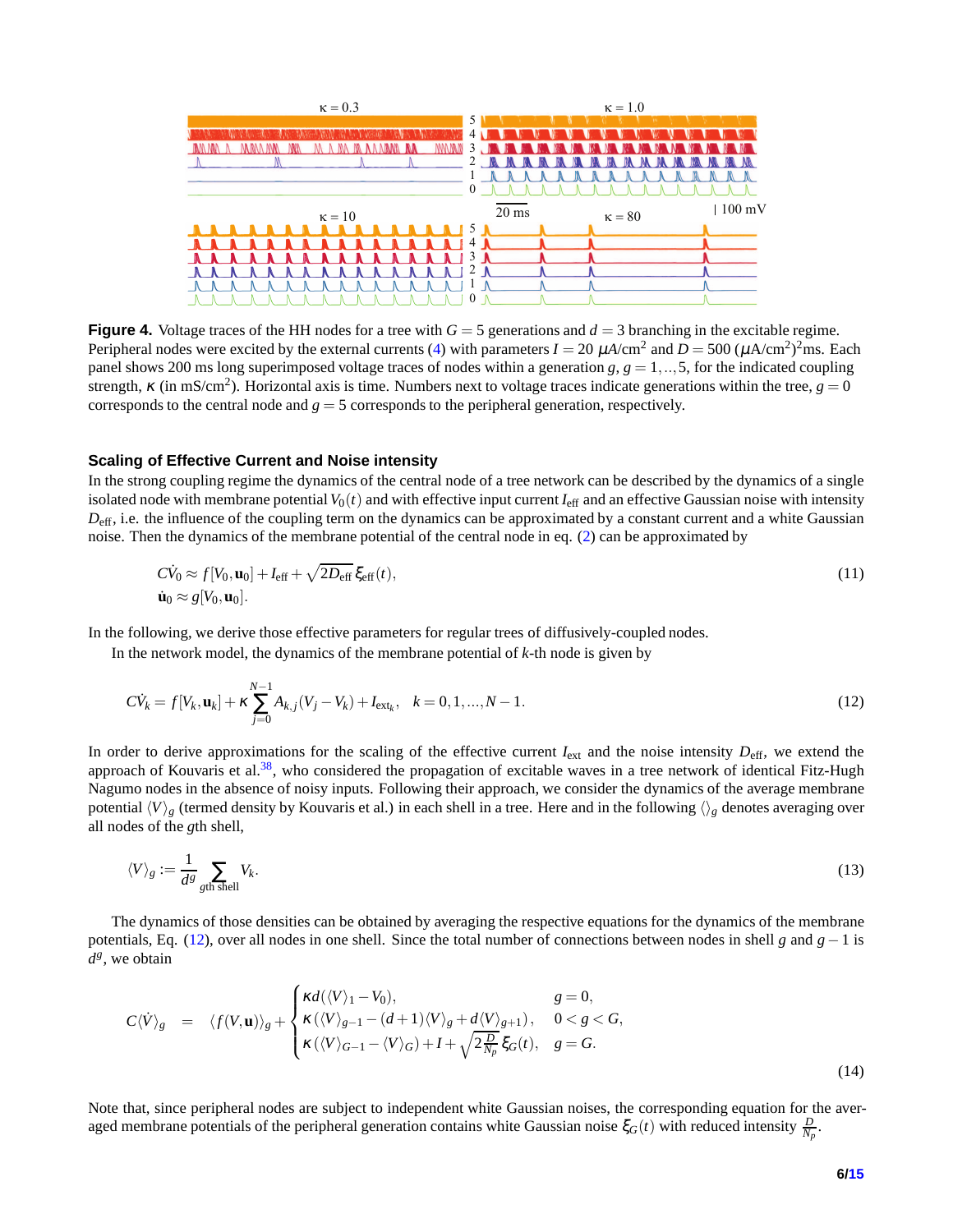**Figure 4.** Voltage traces of the HH nodes for a tree with $G = 5$ generations and $d = 3$ branching in the excitable regime. Peripheral nodes were excited by the external currents (4) with parameters $I = 20\ \mu\text{A/cm}^2$ and $D = 500\ (\mu\text{A/cm}^2)^2$ms. Each panel shows 200 ms long superimposed voltage traces of nodes within a generation $g$, $g = 1,..,5$, for the indicated coupling strength, $\kappa$ (in mS/cm$^2$). Horizontal axis is time. Numbers next to voltage traces indicate generations within the tree, $g = 0$ corresponds to the central node and $g = 5$ corresponds to the peripheral generation, respectively.

### Scaling of Effective Current and Noise intensity

In the strong coupling regime the dynamics of the central node of a tree network can be described by the dynamics of a single isolated node with membrane potential $V_0(t)$ and with effective input current $I_{\text{eff}}$ and an effective Gaussian noise with intensity $D_{\text{eff}}$, i.e. the influence of the coupling term on the dynamics can be approximated by a constant current and a white Gaussian noise. Then the dynamics of the membrane potential of the central node in eq. (2) can be approximated by

$$
\begin{aligned}
C\dot{V}_0 &\approx f[V_0, \mathbf{u}_0] + I_{\text{eff}} + \sqrt{2D_{\text{eff}}}\,\xi_{\text{eff}}(t), \\
\dot{\mathbf{u}}_0 &\approx g[V_0, \mathbf{u}_0].
\end{aligned}
\tag{11}
$$

In the following, we derive those effective parameters for regular trees of diffusively-coupled nodes.

In the network model, the dynamics of the membrane potential of $k$-th node is given by

$$
C\dot{V}_k = f[V_k, \mathbf{u}_k] + \kappa \sum_{j=0}^{N-1} A_{k,j}(V_j - V_k) + I_{\text{ext}_k}, \quad k = 0, 1, ..., N-1. \tag{12}
$$

In order to derive approximations for the scaling of the effective current $I_{\text{ext}}$ and the noise intensity $D_{\text{eff}}$, we extend the approach of Kouvaris et al.[38], who considered the propagation of excitable waves in a tree network of identical Fitz-Hugh Nagumo nodes in the absence of noisy inputs. Following their approach, we consider the dynamics of the average membrane potential $\langle V \rangle_g$ (termed density by Kouvaris et al.) in each shell in a tree. Here and in the following $\langle \rangle_g$ denotes averaging over all nodes of the $g$th shell,

$$
\langle V \rangle_g := \frac{1}{d^g} \sum_{g\text{th shell}} V_k. \tag{13}
$$

The dynamics of those densities can be obtained by averaging the respective equations for the dynamics of the membrane potentials, Eq. (12), over all nodes in one shell. Since the total number of connections between nodes in shell $g$ and $g-1$ is $d^g$, we obtain

$$
C\langle \dot{V} \rangle_g = \langle f(V, \mathbf{u}) \rangle_g + \begin{cases} \kappa d(\langle V \rangle_1 - V_0), & g = 0, \\ \kappa\left(\langle V \rangle_{g-1} - (d+1)\langle V \rangle_g + d\langle V \rangle_{g+1}\right), & 0 < g < G, \\ \kappa\left(\langle V \rangle_{G-1} - \langle V \rangle_G\right) + I + \sqrt{2\frac{D}{N_p}}\,\xi_G(t), & g = G. \end{cases} \tag{14}
$$

Note that, since peripheral nodes are subject to independent white Gaussian noises, the corresponding equation for the averaged membrane potentials of the peripheral generation contains white Gaussian noise $\xi_G(t)$ with reduced intensity $\frac{D}{N_p}$.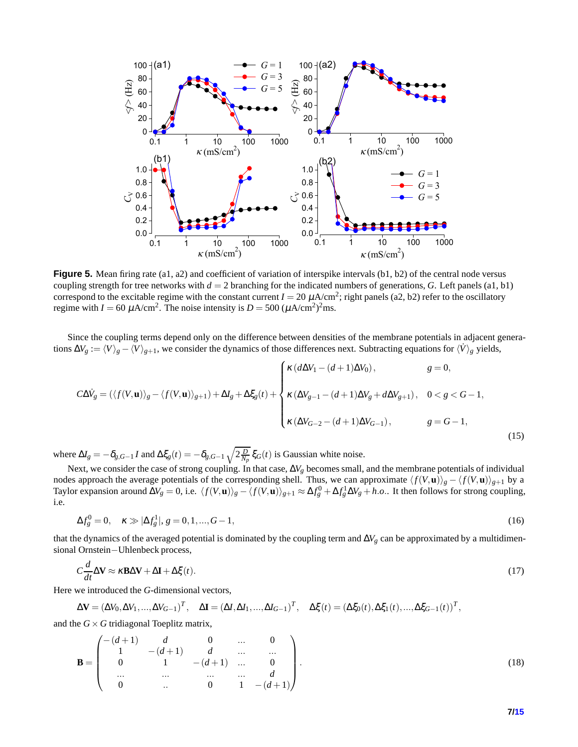**Figure 5.** Mean firing rate (a1, a2) and coefficient of variation of interspike intervals (b1, b2) of the central node versus coupling strength for tree networks with $d = 2$ branching for the indicated numbers of generations, $G$. Left panels (a1, b1) correspond to the excitable regime with the constant current $I = 20\ \mu\text{A/cm}^2$; right panels (a2, b2) refer to the oscillatory regime with $I = 60\ \mu\text{A/cm}^2$. The noise intensity is $D = 500\ (\mu\text{A/cm}^2)^2\text{ms}$.

Since the coupling terms depend only on the difference between densities of the membrane potentials in adjacent generations $\Delta V_g := \langle V \rangle_g - \langle V \rangle_{g+1}$, we consider the dynamics of those differences next. Subtracting equations for $\langle \dot{V} \rangle_g$ yields,

$$C\Delta\dot{V}_g = (\langle f(V,\mathbf{u})\rangle_g - \langle f(V,\mathbf{u})\rangle_{g+1}) + \Delta I_g + \Delta\xi_g(t) + \begin{cases} \kappa\,(d\Delta V_1 - (d+1)\Delta V_0), & g = 0, \\ \kappa\,(\Delta V_{g-1} - (d+1)\Delta V_g + d\Delta V_{g+1}), & 0 < g < G-1, \\ \kappa\,(\Delta V_{G-2} - (d+1)\Delta V_{G-1}), & g = G-1, \end{cases} \tag{15}$$

where $\Delta I_g = -\delta_{g,G-1} I$ and $\Delta\xi_g(t) = -\delta_{g,G-1}\sqrt{2\frac{D}{N_p}}\,\xi_G(t)$ is Gaussian white noise.

Next, we consider the case of strong coupling. In that case, $\Delta V_g$ becomes small, and the membrane potentials of individual nodes approach the average potentials of the corresponding shell. Thus, we can approximate $\langle f(V,\mathbf{u})\rangle_g - \langle f(V,\mathbf{u})\rangle_{g+1}$ by a Taylor expansion around $\Delta V_g = 0$, i.e. $\langle f(V,\mathbf{u})\rangle_g - \langle f(V,\mathbf{u})\rangle_{g+1} \approx \Delta f_g^0 + \Delta f_g^1 \Delta V_g + h.o.$. It then follows for strong coupling, i.e.

$$\Delta f_g^0 = 0, \quad \kappa \gg |\Delta f_g^1|,\, g = 0,1,...,G-1, \tag{16}$$

that the dynamics of the averaged potential is dominated by the coupling term and $\Delta V_g$ can be approximated by a multidimensional Ornstein−Uhlenbeck process,

$$C\frac{d}{dt}\Delta\mathbf{V} \approx \kappa\mathbf{B}\Delta\mathbf{V} + \Delta\mathbf{I} + \Delta\xi(t). \tag{17}$$

Here we introduced the $G$-dimensional vectors,

$$\Delta\mathbf{V} = (\Delta V_0, \Delta V_1, ..., \Delta V_{G-1})^T, \quad \Delta\mathbf{I} = (\Delta I, \Delta I_1, ..., \Delta I_{G-1})^T, \quad \Delta\xi(t) = (\Delta\xi_0(t), \Delta\xi_1(t), ..., \Delta\xi_{G-1}(t))^T,$$

and the $G \times G$ tridiagonal Toeplitz matrix,

$$\mathbf{B} = \begin{pmatrix} -(d+1) & d & 0 & ... & 0 \\ 1 & -(d+1) & d & ... & ... \\ 0 & 1 & -(d+1) & ... & 0 \\ ... & ... & ... & ... & d \\ 0 & .. & 0 & 1 & -(d+1) \end{pmatrix}. \tag{18}$$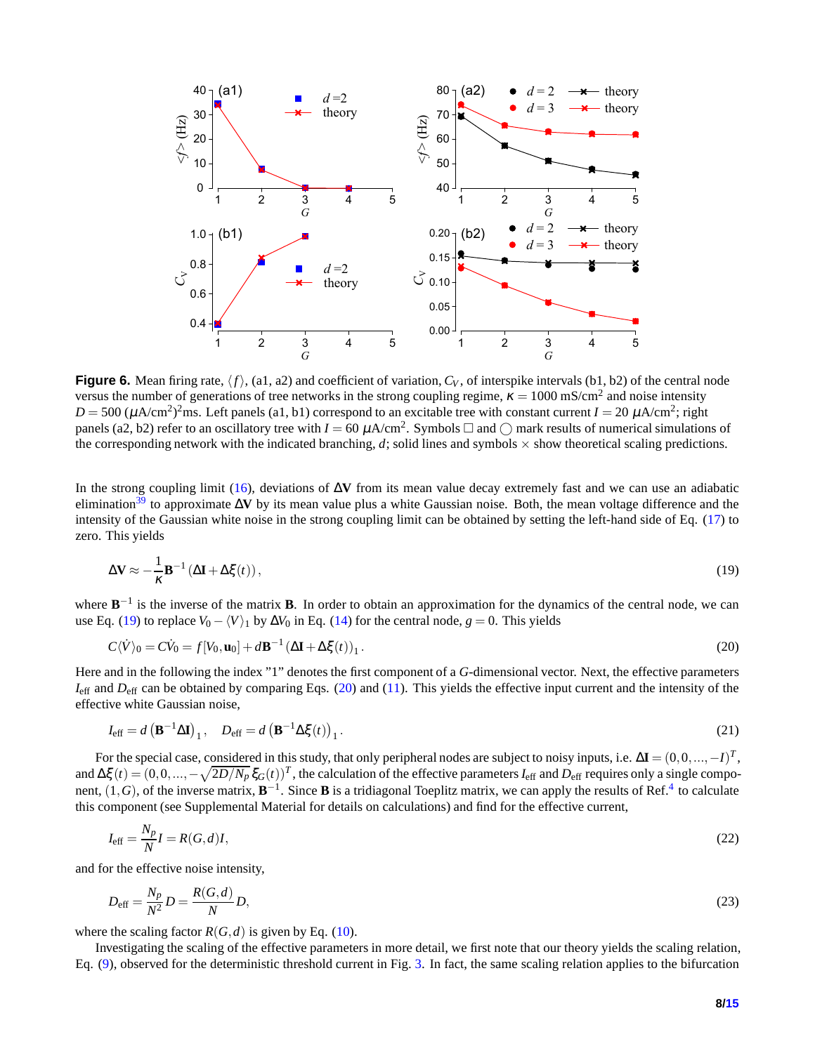**Figure 6.** Mean firing rate, $\langle f \rangle$, (a1, a2) and coefficient of variation, $C_V$, of interspike intervals (b1, b2) of the central node versus the number of generations of tree networks in the strong coupling regime, $\kappa = 1000$ mS/cm$^2$ and noise intensity $D = 500$ ($\mu$A/cm$^2$)$^2$ms. Left panels (a1, b1) correspond to an excitable tree with constant current $I = 20$ $\mu$A/cm$^2$; right panels (a2, b2) refer to an oscillatory tree with $I = 60$ $\mu$A/cm$^2$. Symbols $\square$ and $\bigcirc$ mark results of numerical simulations of the corresponding network with the indicated branching, $d$; solid lines and symbols $\times$ show theoretical scaling predictions.

In the strong coupling limit (16), deviations of $\Delta\mathbf{V}$ from its mean value decay extremely fast and we can use an adiabatic elimination[39] to approximate $\Delta\mathbf{V}$ by its mean value plus a white Gaussian noise. Both, the mean voltage difference and the intensity of the Gaussian white noise in the strong coupling limit can be obtained by setting the left-hand side of Eq. (17) to zero. This yields

$$\Delta\mathbf{V} \approx -\frac{1}{\kappa}\mathbf{B}^{-1}\left(\Delta\mathbf{I} + \Delta\xi(t)\right), \tag{19}$$

where $\mathbf{B}^{-1}$ is the inverse of the matrix $\mathbf{B}$. In order to obtain an approximation for the dynamics of the central node, we can use Eq. (19) to replace $V_0 - \langle V \rangle_1$ by $\Delta V_0$ in Eq. (14) for the central node, $g = 0$. This yields

$$C\langle \dot{V} \rangle_0 = C\dot{V}_0 = f[V_0, \mathbf{u}_0] + d\mathbf{B}^{-1}\left(\Delta\mathbf{I} + \Delta\xi(t)\right)_1. \tag{20}$$

Here and in the following the index "1" denotes the first component of a $G$-dimensional vector. Next, the effective parameters $I_{\text{eff}}$ and $D_{\text{eff}}$ can be obtained by comparing Eqs. (20) and (11). This yields the effective input current and the intensity of the effective white Gaussian noise,

$$I_{\text{eff}} = d\left(\mathbf{B}^{-1}\Delta\mathbf{I}\right)_1, \quad D_{\text{eff}} = d\left(\mathbf{B}^{-1}\Delta\xi(t)\right)_1. \tag{21}$$

For the special case, considered in this study, that only peripheral nodes are subject to noisy inputs, i.e. $\Delta\mathbf{I} = (0, 0, ..., -I)^T$, and $\Delta\xi(t) = (0, 0, ..., -\sqrt{2D/N_p}\,\xi_G(t))^T$, the calculation of the effective parameters $I_{\text{eff}}$ and $D_{\text{eff}}$ requires only a single component, $(1, G)$, of the inverse matrix, $\mathbf{B}^{-1}$. Since $\mathbf{B}$ is a tridiagonal Toeplitz matrix, we can apply the results of Ref.[4] to calculate this component (see Supplemental Material for details on calculations) and find for the effective current,

$$I_{\text{eff}} = \frac{N_p}{N}I = R(G, d)I, \tag{22}$$

and for the effective noise intensity,

$$D_{\text{eff}} = \frac{N_p}{N^2}D = \frac{R(G, d)}{N}D, \tag{23}$$

where the scaling factor $R(G, d)$ is given by Eq. (10).

Investigating the scaling of the effective parameters in more detail, we first note that our theory yields the scaling relation, Eq. (9), observed for the deterministic threshold current in Fig. 3. In fact, the same scaling relation applies to the bifurcation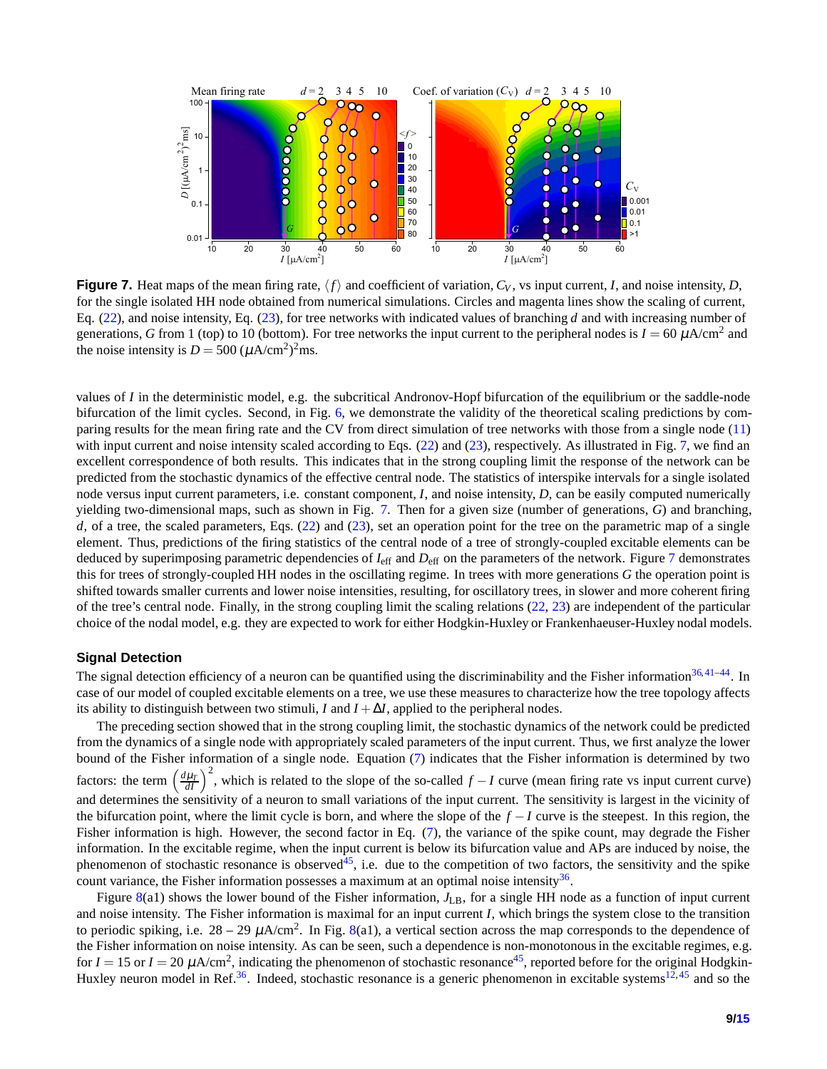**Figure 7.** Heat maps of the mean firing rate, $\langle f \rangle$ and coefficient of variation, $C_V$, vs input current, $I$, and noise intensity, $D$, for the single isolated HH node obtained from numerical simulations. Circles and magenta lines show the scaling of current, Eq. (22) and noise intensity, Eq. (23), for tree networks with indicated values of branching $d$ and with increasing number of generations, $G$ from 1 (top) to 10 (bottom). For tree networks the input current to the peripheral nodes is $I = 60\ \mu$A/cm$^2$ and the noise intensity is $D = 500\ (\mu\text{A/cm}^2)^2$ms.

values of $I$ in the deterministic model, e.g. the subcritical Andronov-Hopf bifurcation of the equilibrium or the saddle-node bifurcation of the limit cycles. Second, in Fig. 6, we demonstrate the validity of the theoretical scaling predictions by comparing results for the mean firing rate and the CV from direct simulation of tree networks with those from a single node (11) with input current and noise intensity scaled according to Eqs. (22) and (23), respectively. As illustrated in Fig. 7, we find an excellent correspondence of both results. This indicates that in the strong coupling limit the response of the network can be predicted from the stochastic dynamics of the effective central node. The statistics of interspike intervals for a single isolated node versus input current parameters, i.e. constant component, $I$, and noise intensity, $D$, can be easily computed numerically yielding two-dimensional maps, such as shown in Fig. 7. Then for a given size (number of generations, $G$) and branching, $d$, of a tree, the scaled parameters, Eqs. (22) and (23), set an operation point for the tree on the parametric map of a single element. Thus, predictions of the firing statistics of the central node of a tree of strongly-coupled excitable elements can be deduced by superimposing parametric dependencies of $I_{\text{eff}}$ and $D_{\text{eff}}$ on the parameters of the network. Figure 7 demonstrates this for trees of strongly-coupled HH nodes in the oscillating regime. In trees with more generations $G$ the operation point is shifted towards smaller currents and lower noise intensities, resulting, for oscillatory trees, in slower and more coherent firing of the tree's central node. Finally, in the strong coupling limit the scaling relations (22, 23) are independent of the particular choice of the nodal model, e.g. they are expected to work for either Hodgkin-Huxley or Frankenhaeuser-Huxley nodal models.

### Signal Detection

The signal detection efficiency of a neuron can be quantified using the discriminability and the Fisher information[36,41–44]. In case of our model of coupled excitable elements on a tree, we use these measures to characterize how the tree topology affects its ability to distinguish between two stimuli, $I$ and $I + \Delta I$, applied to the peripheral nodes.

The preceding section showed that in the strong coupling limit, the stochastic dynamics of the network could be predicted from the dynamics of a single node with appropriately scaled parameters of the input current. Thus, we first analyze the lower bound of the Fisher information of a single node. Equation (7) indicates that the Fisher information is determined by two factors: the term $\left(\frac{d\mu_T}{dI}\right)^2$, which is related to the slope of the so-called $f - I$ curve (mean firing rate vs input current curve) and determines the sensitivity of a neuron to small variations of the input current. The sensitivity is largest in the vicinity of the bifurcation point, where the limit cycle is born, and where the slope of the $f - I$ curve is the steepest. In this region, the Fisher information is high. However, the second factor in Eq. (7), the variance of the spike count, may degrade the Fisher information. In the excitable regime, when the input current is below its bifurcation value and APs are induced by noise, the phenomenon of stochastic resonance is observed[45], i.e. due to the competition of two factors, the sensitivity and the spike count variance, the Fisher information possesses a maximum at an optimal noise intensity[36].

Figure 8(a1) shows the lower bound of the Fisher information, $J_{\text{LB}}$, for a single HH node as a function of input current and noise intensity. The Fisher information is maximal for an input current $I$, which brings the system close to the transition to periodic spiking, i.e. 28 – 29 $\mu$A/cm$^2$. In Fig. 8(a1), a vertical section across the map corresponds to the dependence of the Fisher information on noise intensity. As can be seen, such a dependence is non-monotonous in the excitable regimes, e.g. for $I = 15$ or $I = 20\ \mu$A/cm$^2$, indicating the phenomenon of stochastic resonance[45], reported before for the original Hodgkin-Huxley neuron model in Ref.[36]. Indeed, stochastic resonance is a generic phenomenon in excitable systems[12,45] and so the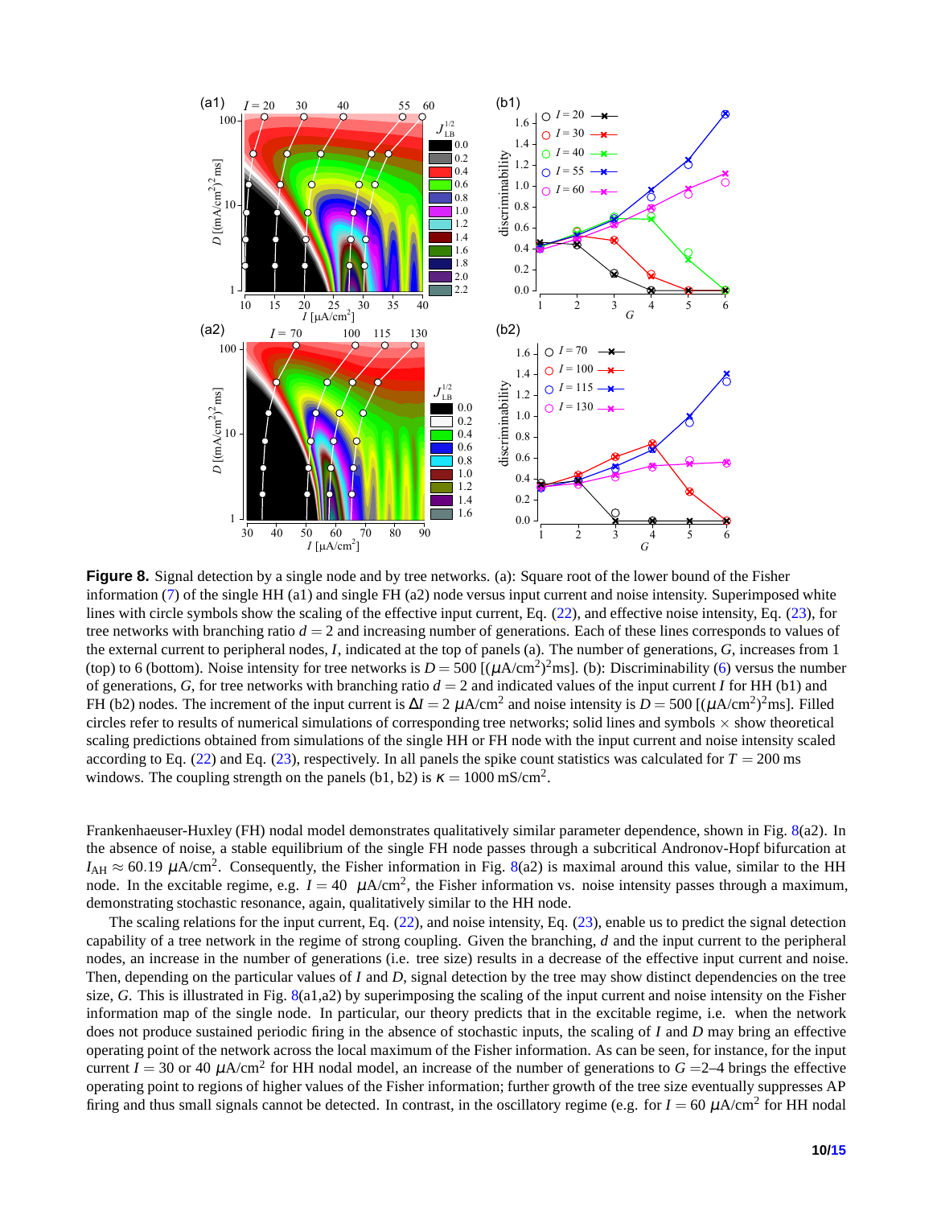**Figure 8.** Signal detection by a single node and by tree networks. (a): Square root of the lower bound of the Fisher information (7) of the single HH (a1) and single FH (a2) node versus input current and noise intensity. Superimposed white lines with circle symbols show the scaling of the effective input current, Eq. (22), and effective noise intensity, Eq. (23), for tree networks with branching ratio $d = 2$ and increasing number of generations. Each of these lines corresponds to values of the external current to peripheral nodes, $I$, indicated at the top of panels (a). The number of generations, $G$, increases from 1 (top) to 6 (bottom). Noise intensity for tree networks is $D = 500$ [$(\mu\text{A/cm}^2)^2$ms]. (b): Discriminability (6) versus the number of generations, $G$, for tree networks with branching ratio $d = 2$ and indicated values of the input current $I$ for HH (b1) and FH (b2) nodes. The increment of the input current is $\Delta I = 2$ $\mu$A/cm$^2$ and noise intensity is $D = 500$ [$(\mu\text{A/cm}^2)^2$ms]. Filled circles refer to results of numerical simulations of corresponding tree networks; solid lines and symbols $\times$ show theoretical scaling predictions obtained from simulations of the single HH or FH node with the input current and noise intensity scaled according to Eq. (22) and Eq. (23), respectively. In all panels the spike count statistics was calculated for $T = 200$ ms windows. The coupling strength on the panels (b1, b2) is $\kappa = 1000$ mS/cm$^2$.

Frankenhaeuser-Huxley (FH) nodal model demonstrates qualitatively similar parameter dependence, shown in Fig. 8(a2). In the absence of noise, a stable equilibrium of the single FH node passes through a subcritical Andronov-Hopf bifurcation at $I_{\text{AH}} \approx 60.19$ $\mu$A/cm$^2$. Consequently, the Fisher information in Fig. 8(a2) is maximal around this value, similar to the HH node. In the excitable regime, e.g. $I = 40$ $\mu$A/cm$^2$, the Fisher information vs. noise intensity passes through a maximum, demonstrating stochastic resonance, again, qualitatively similar to the HH node.

The scaling relations for the input current, Eq. (22), and noise intensity, Eq. (23), enable us to predict the signal detection capability of a tree network in the regime of strong coupling. Given the branching, $d$ and the input current to the peripheral nodes, an increase in the number of generations (i.e. tree size) results in a decrease of the effective input current and noise. Then, depending on the particular values of $I$ and $D$, signal detection by the tree may show distinct dependencies on the tree size, $G$. This is illustrated in Fig. 8(a1,a2) by superimposing the scaling of the input current and noise intensity on the Fisher information map of the single node. In particular, our theory predicts that in the excitable regime, i.e. when the network does not produce sustained periodic firing in the absence of stochastic inputs, the scaling of $I$ and $D$ may bring an effective operating point of the network across the local maximum of the Fisher information. As can be seen, for instance, for the input current $I = 30$ or 40 $\mu$A/cm$^2$ for HH nodal model, an increase of the number of generations to $G$ =2–4 brings the effective operating point to regions of higher values of the Fisher information; further growth of the tree size eventually suppresses AP firing and thus small signals cannot be detected. In contrast, in the oscillatory regime (e.g. for $I = 60$ $\mu$A/cm$^2$ for HH nodal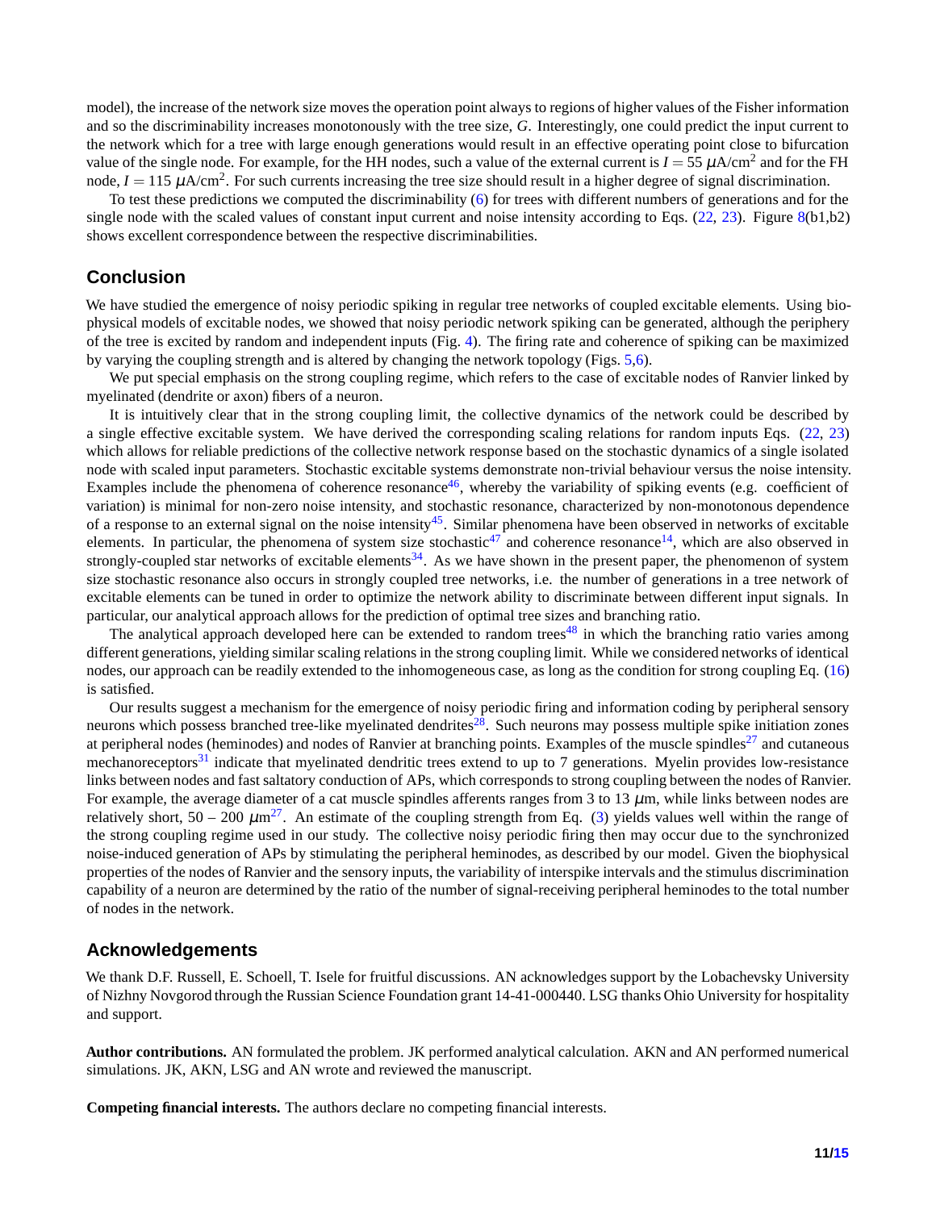model), the increase of the network size moves the operation point always to regions of higher values of the Fisher information and so the discriminability increases monotonously with the tree size, $G$. Interestingly, one could predict the input current to the network which for a tree with large enough generations would result in an effective operating point close to bifurcation value of the single node. For example, for the HH nodes, such a value of the external current is $I = 55\ \mu\text{A/cm}^2$ and for the FH node, $I = 115\ \mu\text{A/cm}^2$. For such currents increasing the tree size should result in a higher degree of signal discrimination.

To test these predictions we computed the discriminability (6) for trees with different numbers of generations and for the single node with the scaled values of constant input current and noise intensity according to Eqs. (22, 23). Figure 8(b1,b2) shows excellent correspondence between the respective discriminabilities.

## Conclusion

We have studied the emergence of noisy periodic spiking in regular tree networks of coupled excitable elements. Using biophysical models of excitable nodes, we showed that noisy periodic network spiking can be generated, although the periphery of the tree is excited by random and independent inputs (Fig. 4). The firing rate and coherence of spiking can be maximized by varying the coupling strength and is altered by changing the network topology (Figs. 5,6).

We put special emphasis on the strong coupling regime, which refers to the case of excitable nodes of Ranvier linked by myelinated (dendrite or axon) fibers of a neuron.

It is intuitively clear that in the strong coupling limit, the collective dynamics of the network could be described by a single effective excitable system. We have derived the corresponding scaling relations for random inputs Eqs. (22, 23) which allows for reliable predictions of the collective network response based on the stochastic dynamics of a single isolated node with scaled input parameters. Stochastic excitable systems demonstrate non-trivial behaviour versus the noise intensity. Examples include the phenomena of coherence resonance[46], whereby the variability of spiking events (e.g. coefficient of variation) is minimal for non-zero noise intensity, and stochastic resonance, characterized by non-monotonous dependence of a response to an external signal on the noise intensity[45]. Similar phenomena have been observed in networks of excitable elements. In particular, the phenomena of system size stochastic[47] and coherence resonance[14], which are also observed in strongly-coupled star networks of excitable elements[34]. As we have shown in the present paper, the phenomenon of system size stochastic resonance also occurs in strongly coupled tree networks, i.e. the number of generations in a tree network of excitable elements can be tuned in order to optimize the network ability to discriminate between different input signals. In particular, our analytical approach allows for the prediction of optimal tree sizes and branching ratio.

The analytical approach developed here can be extended to random trees[48] in which the branching ratio varies among different generations, yielding similar scaling relations in the strong coupling limit. While we considered networks of identical nodes, our approach can be readily extended to the inhomogeneous case, as long as the condition for strong coupling Eq. (16) is satisfied.

Our results suggest a mechanism for the emergence of noisy periodic firing and information coding by peripheral sensory neurons which possess branched tree-like myelinated dendrites[28]. Such neurons may possess multiple spike initiation zones at peripheral nodes (heminodes) and nodes of Ranvier at branching points. Examples of the muscle spindles[27] and cutaneous mechanoreceptors[31] indicate that myelinated dendritic trees extend to up to 7 generations. Myelin provides low-resistance links between nodes and fast saltatory conduction of APs, which corresponds to strong coupling between the nodes of Ranvier. For example, the average diameter of a cat muscle spindles afferents ranges from 3 to 13 $\mu$m, while links between nodes are relatively short, 50 – 200 $\mu$m[27]. An estimate of the coupling strength from Eq. (3) yields values well within the range of the strong coupling regime used in our study. The collective noisy periodic firing then may occur due to the synchronized noise-induced generation of APs by stimulating the peripheral heminodes, as described by our model. Given the biophysical properties of the nodes of Ranvier and the sensory inputs, the variability of interspike intervals and the stimulus discrimination capability of a neuron are determined by the ratio of the number of signal-receiving peripheral heminodes to the total number of nodes in the network.

## Acknowledgements

We thank D.F. Russell, E. Schoell, T. Isele for fruitful discussions. AN acknowledges support by the Lobachevsky University of Nizhny Novgorod through the Russian Science Foundation grant 14-41-000440. LSG thanks Ohio University for hospitality and support.

**Author contributions.** AN formulated the problem. JK performed analytical calculation. AKN and AN performed numerical simulations. JK, AKN, LSG and AN wrote and reviewed the manuscript.

**Competing financial interests.** The authors declare no competing financial interests.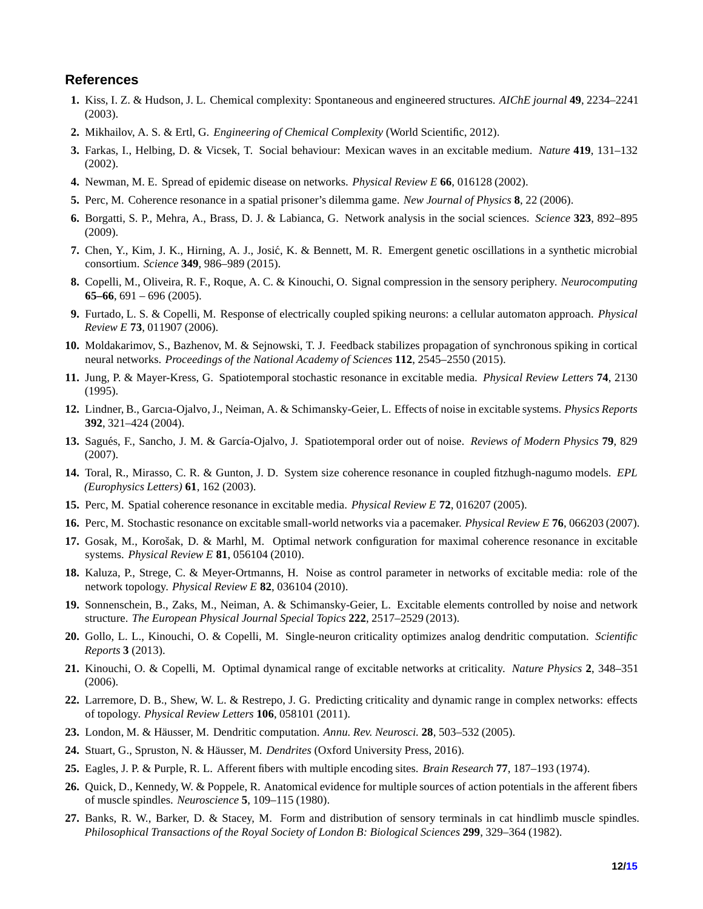## References

1. Kiss, I. Z. & Hudson, J. L. Chemical complexity: Spontaneous and engineered structures. *AIChE journal* **49**, 2234–2241 (2003).
2. Mikhailov, A. S. & Ertl, G. *Engineering of Chemical Complexity* (World Scientific, 2012).
3. Farkas, I., Helbing, D. & Vicsek, T. Social behaviour: Mexican waves in an excitable medium. *Nature* **419**, 131–132 (2002).
4. Newman, M. E. Spread of epidemic disease on networks. *Physical Review E* **66**, 016128 (2002).
5. Perc, M. Coherence resonance in a spatial prisoner's dilemma game. *New Journal of Physics* **8**, 22 (2006).
6. Borgatti, S. P., Mehra, A., Brass, D. J. & Labianca, G. Network analysis in the social sciences. *Science* **323**, 892–895 (2009).
7. Chen, Y., Kim, J. K., Hirning, A. J., Josić, K. & Bennett, M. R. Emergent genetic oscillations in a synthetic microbial consortium. *Science* **349**, 986–989 (2015).
8. Copelli, M., Oliveira, R. F., Roque, A. C. & Kinouchi, O. Signal compression in the sensory periphery. *Neurocomputing* **65–66**, 691 – 696 (2005).
9. Furtado, L. S. & Copelli, M. Response of electrically coupled spiking neurons: a cellular automaton approach. *Physical Review E* **73**, 011907 (2006).
10. Moldakarimov, S., Bazhenov, M. & Sejnowski, T. J. Feedback stabilizes propagation of synchronous spiking in cortical neural networks. *Proceedings of the National Academy of Sciences* **112**, 2545–2550 (2015).
11. Jung, P. & Mayer-Kress, G. Spatiotemporal stochastic resonance in excitable media. *Physical Review Letters* **74**, 2130 (1995).
12. Lindner, B., Garcıa-Ojalvo, J., Neiman, A. & Schimansky-Geier, L. Effects of noise in excitable systems. *Physics Reports* **392**, 321–424 (2004).
13. Sagués, F., Sancho, J. M. & García-Ojalvo, J. Spatiotemporal order out of noise. *Reviews of Modern Physics* **79**, 829 (2007).
14. Toral, R., Mirasso, C. R. & Gunton, J. D. System size coherence resonance in coupled fitzhugh-nagumo models. *EPL (Europhysics Letters)* **61**, 162 (2003).
15. Perc, M. Spatial coherence resonance in excitable media. *Physical Review E* **72**, 016207 (2005).
16. Perc, M. Stochastic resonance on excitable small-world networks via a pacemaker. *Physical Review E* **76**, 066203 (2007).
17. Gosak, M., Korošak, D. & Marhl, M. Optimal network configuration for maximal coherence resonance in excitable systems. *Physical Review E* **81**, 056104 (2010).
18. Kaluza, P., Strege, C. & Meyer-Ortmanns, H. Noise as control parameter in networks of excitable media: role of the network topology. *Physical Review E* **82**, 036104 (2010).
19. Sonnenschein, B., Zaks, M., Neiman, A. & Schimansky-Geier, L. Excitable elements controlled by noise and network structure. *The European Physical Journal Special Topics* **222**, 2517–2529 (2013).
20. Gollo, L. L., Kinouchi, O. & Copelli, M. Single-neuron criticality optimizes analog dendritic computation. *Scientific Reports* **3** (2013).
21. Kinouchi, O. & Copelli, M. Optimal dynamical range of excitable networks at criticality. *Nature Physics* **2**, 348–351 (2006).
22. Larremore, D. B., Shew, W. L. & Restrepo, J. G. Predicting criticality and dynamic range in complex networks: effects of topology. *Physical Review Letters* **106**, 058101 (2011).
23. London, M. & Häusser, M. Dendritic computation. *Annu. Rev. Neurosci.* **28**, 503–532 (2005).
24. Stuart, G., Spruston, N. & Häusser, M. *Dendrites* (Oxford University Press, 2016).
25. Eagles, J. P. & Purple, R. L. Afferent fibers with multiple encoding sites. *Brain Research* **77**, 187–193 (1974).
26. Quick, D., Kennedy, W. & Poppele, R. Anatomical evidence for multiple sources of action potentials in the afferent fibers of muscle spindles. *Neuroscience* **5**, 109–115 (1980).
27. Banks, R. W., Barker, D. & Stacey, M. Form and distribution of sensory terminals in cat hindlimb muscle spindles. *Philosophical Transactions of the Royal Society of London B: Biological Sciences* **299**, 329–364 (1982).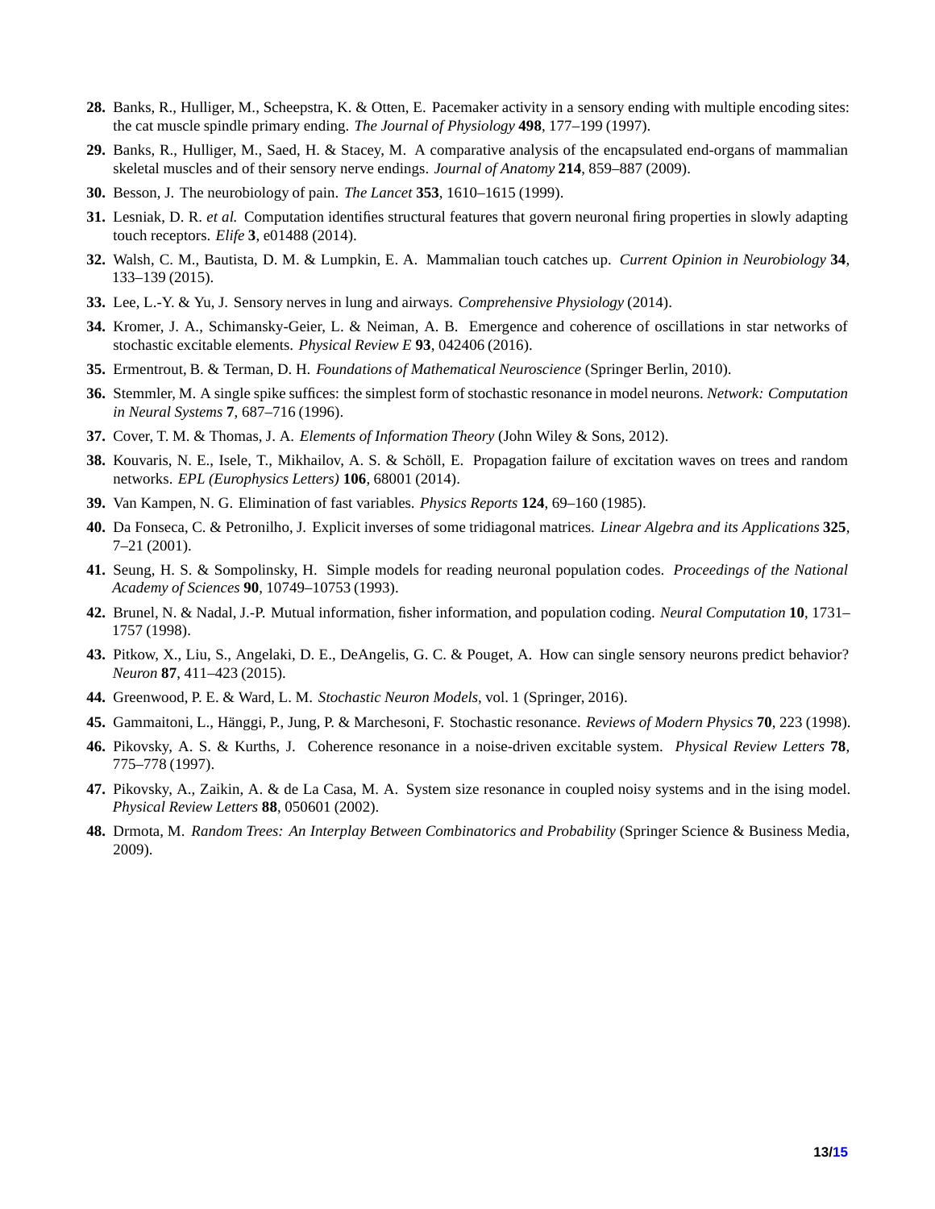**28.** Banks, R., Hulliger, M., Scheepstra, K. & Otten, E. Pacemaker activity in a sensory ending with multiple encoding sites: the cat muscle spindle primary ending. *The Journal of Physiology* **498**, 177–199 (1997).

**29.** Banks, R., Hulliger, M., Saed, H. & Stacey, M. A comparative analysis of the encapsulated end-organs of mammalian skeletal muscles and of their sensory nerve endings. *Journal of Anatomy* **214**, 859–887 (2009).

**30.** Besson, J. The neurobiology of pain. *The Lancet* **353**, 1610–1615 (1999).

**31.** Lesniak, D. R. *et al.* Computation identifies structural features that govern neuronal firing properties in slowly adapting touch receptors. *Elife* **3**, e01488 (2014).

**32.** Walsh, C. M., Bautista, D. M. & Lumpkin, E. A. Mammalian touch catches up. *Current Opinion in Neurobiology* **34**, 133–139 (2015).

**33.** Lee, L.-Y. & Yu, J. Sensory nerves in lung and airways. *Comprehensive Physiology* (2014).

**34.** Kromer, J. A., Schimansky-Geier, L. & Neiman, A. B. Emergence and coherence of oscillations in star networks of stochastic excitable elements. *Physical Review E* **93**, 042406 (2016).

**35.** Ermentrout, B. & Terman, D. H. *Foundations of Mathematical Neuroscience* (Springer Berlin, 2010).

**36.** Stemmler, M. A single spike suffices: the simplest form of stochastic resonance in model neurons. *Network: Computation in Neural Systems* **7**, 687–716 (1996).

**37.** Cover, T. M. & Thomas, J. A. *Elements of Information Theory* (John Wiley & Sons, 2012).

**38.** Kouvaris, N. E., Isele, T., Mikhailov, A. S. & Schöll, E. Propagation failure of excitation waves on trees and random networks. *EPL (Europhysics Letters)* **106**, 68001 (2014).

**39.** Van Kampen, N. G. Elimination of fast variables. *Physics Reports* **124**, 69–160 (1985).

**40.** Da Fonseca, C. & Petronilho, J. Explicit inverses of some tridiagonal matrices. *Linear Algebra and its Applications* **325**, 7–21 (2001).

**41.** Seung, H. S. & Sompolinsky, H. Simple models for reading neuronal population codes. *Proceedings of the National Academy of Sciences* **90**, 10749–10753 (1993).

**42.** Brunel, N. & Nadal, J.-P. Mutual information, fisher information, and population coding. *Neural Computation* **10**, 1731–1757 (1998).

**43.** Pitkow, X., Liu, S., Angelaki, D. E., DeAngelis, G. C. & Pouget, A. How can single sensory neurons predict behavior? *Neuron* **87**, 411–423 (2015).

**44.** Greenwood, P. E. & Ward, L. M. *Stochastic Neuron Models*, vol. 1 (Springer, 2016).

**45.** Gammaitoni, L., Hänggi, P., Jung, P. & Marchesoni, F. Stochastic resonance. *Reviews of Modern Physics* **70**, 223 (1998).

**46.** Pikovsky, A. S. & Kurths, J. Coherence resonance in a noise-driven excitable system. *Physical Review Letters* **78**, 775–778 (1997).

**47.** Pikovsky, A., Zaikin, A. & de La Casa, M. A. System size resonance in coupled noisy systems and in the ising model. *Physical Review Letters* **88**, 050601 (2002).

**48.** Drmota, M. *Random Trees: An Interplay Between Combinatorics and Probability* (Springer Science & Business Media, 2009).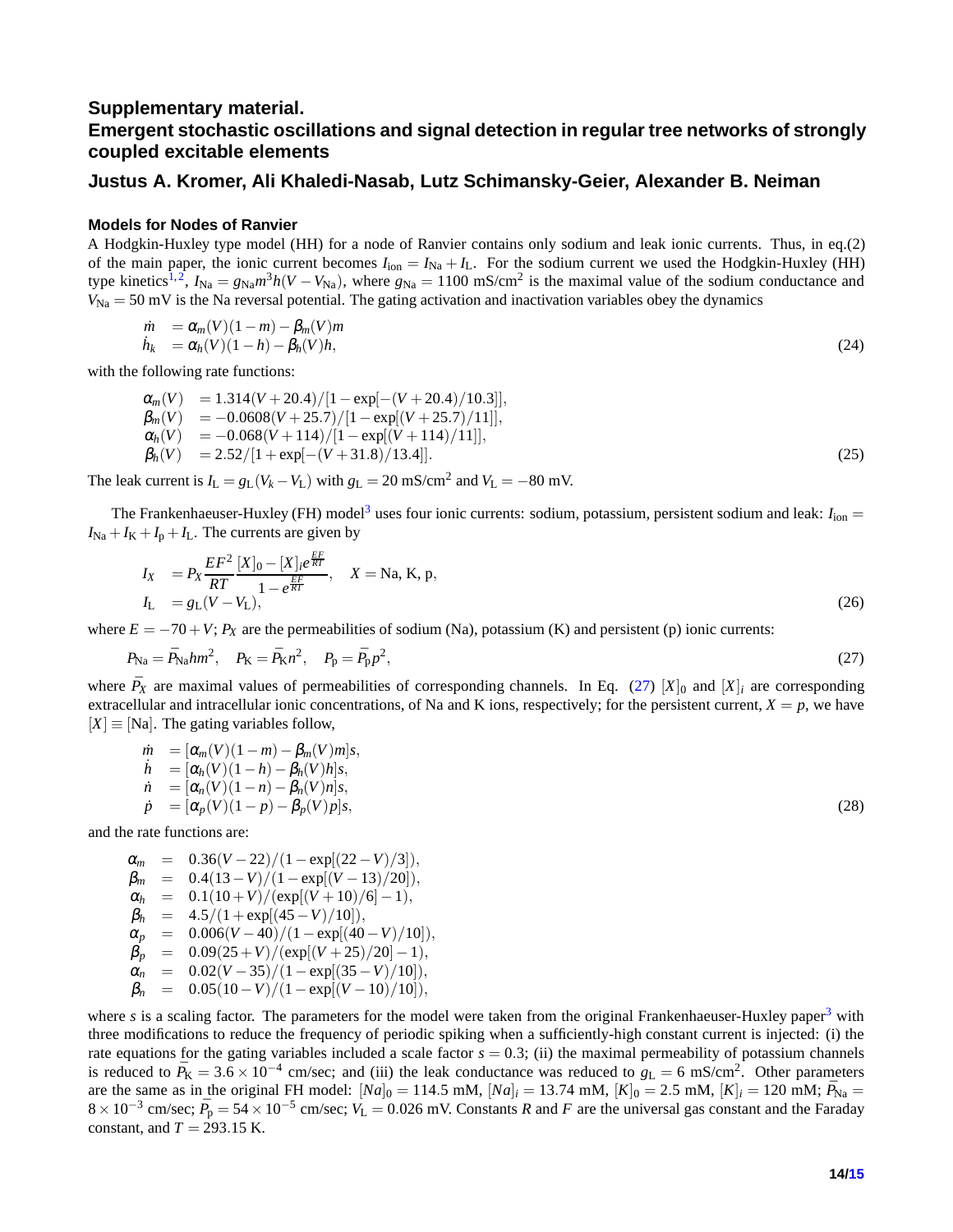# Supplementary material.

# Emergent stochastic oscillations and signal detection in regular tree networks of strongly coupled excitable elements

## Justus A. Kromer, Ali Khaledi-Nasab, Lutz Schimansky-Geier, Alexander B. Neiman

### Models for Nodes of Ranvier

A Hodgkin-Huxley type model (HH) for a node of Ranvier contains only sodium and leak ionic currents. Thus, in eq.(2) of the main paper, the ionic current becomes $I_{\text{ion}} = I_{\text{Na}} + I_{\text{L}}$. For the sodium current we used the Hodgkin-Huxley (HH) type kinetics[1,2], $I_{\text{Na}} = g_{\text{Na}} m^3 h (V - V_{\text{Na}})$, where $g_{\text{Na}} = 1100$ mS/cm$^2$ is the maximal value of the sodium conductance and $V_{\text{Na}} = 50$ mV is the Na reversal potential. The gating activation and inactivation variables obey the dynamics

$$
\begin{aligned}
\dot{m} &= \alpha_m(V)(1-m) - \beta_m(V)m \\
\dot{h}_k &= \alpha_h(V)(1-h) - \beta_h(V)h,
\end{aligned}
\tag{24}
$$

with the following rate functions:

$$
\begin{aligned}
\alpha_m(V) &= 1.314(V+20.4)/[1-\exp[-(V+20.4)/10.3]], \\
\beta_m(V) &= -0.0608(V+25.7)/[1-\exp[(V+25.7)/11]], \\
\alpha_h(V) &= -0.068(V+114)/[1-\exp[(V+114)/11]], \\
\beta_h(V) &= 2.52/[1+\exp[-(V+31.8)/13.4]].
\end{aligned}
\tag{25}
$$

The leak current is $I_{\text{L}} = g_{\text{L}}(V_k - V_{\text{L}})$ with $g_{\text{L}} = 20$ mS/cm$^2$ and $V_{\text{L}} = -80$ mV.

The Frankenhaeuser-Huxley (FH) model[3] uses four ionic currents: sodium, potassium, persistent sodium and leak: $I_{\text{ion}} = I_{\text{Na}} + I_{\text{K}} + I_{\text{p}} + I_{\text{L}}$. The currents are given by

$$
\begin{aligned}
I_X &= P_X \frac{EF^2}{RT} \frac{[X]_0 - [X]_i e^{\frac{EF}{RT}}}{1 - e^{\frac{EF}{RT}}}, \quad X = \text{Na, K, p}, \\
I_{\text{L}} &= g_{\text{L}}(V - V_{\text{L}}),
\end{aligned}
\tag{26}
$$

where $E = -70 + V$; $P_X$ are the permeabilities of sodium (Na), potassium (K) and persistent (p) ionic currents:

$$
P_{\text{Na}} = \bar{P}_{\text{Na}} h m^2, \quad P_{\text{K}} = \bar{P}_{\text{K}} n^2, \quad P_{\text{p}} = \bar{P}_{\text{p}} p^2,
\tag{27}
$$

where $\bar{P}_X$ are maximal values of permeabilities of corresponding channels. In Eq. (27) $[X]_0$ and $[X]_i$ are corresponding extracellular and intracellular ionic concentrations, of Na and K ions, respectively; for the persistent current, $X = p$, we have $[X] \equiv [\text{Na}]$. The gating variables follow,

$$
\begin{aligned}
\dot{m} &= [\alpha_m(V)(1-m) - \beta_m(V)m]s, \\
\dot{h} &= [\alpha_h(V)(1-h) - \beta_h(V)h]s, \\
\dot{n} &= [\alpha_n(V)(1-n) - \beta_n(V)n]s, \\
\dot{p} &= [\alpha_p(V)(1-p) - \beta_p(V)p]s,
\end{aligned}
\tag{28}
$$

and the rate functions are:

$$
\begin{aligned}
\alpha_m &= 0.36(V-22)/(1-\exp[(22-V)/3]), \\
\beta_m &= 0.4(13-V)/(1-\exp[(V-13)/20]), \\
\alpha_h &= 0.1(10+V)/(\exp[(V+10)/6]-1), \\
\beta_h &= 4.5/(1+\exp[(45-V)/10]), \\
\alpha_p &= 0.006(V-40)/(1-\exp[(40-V)/10]), \\
\beta_p &= 0.09(25+V)/(\exp[(V+25)/20]-1), \\
\alpha_n &= 0.02(V-35)/(1-\exp[(35-V)/10]), \\
\beta_n &= 0.05(10-V)/(1-\exp[(V-10)/10]),
\end{aligned}
$$

where $s$ is a scaling factor. The parameters for the model were taken from the original Frankenhaeuser-Huxley paper[3] with three modifications to reduce the frequency of periodic spiking when a sufficiently-high constant current is injected: (i) the rate equations for the gating variables included a scale factor $s = 0.3$; (ii) the maximal permeability of potassium channels is reduced to $\bar{P}_{\text{K}} = 3.6 \times 10^{-4}$ cm/sec; and (iii) the leak conductance was reduced to $g_{\text{L}} = 6$ mS/cm$^2$. Other parameters are the same as in the original FH model: $[Na]_0 = 114.5$ mM, $[Na]_i = 13.74$ mM, $[K]_0 = 2.5$ mM, $[K]_i = 120$ mM; $\bar{P}_{\text{Na}} = 8 \times 10^{-3}$ cm/sec; $\bar{P}_{\text{p}} = 54 \times 10^{-5}$ cm/sec; $V_{\text{L}} = 0.026$ mV. Constants $R$ and $F$ are the universal gas constant and the Faraday constant, and $T = 293.15$ K.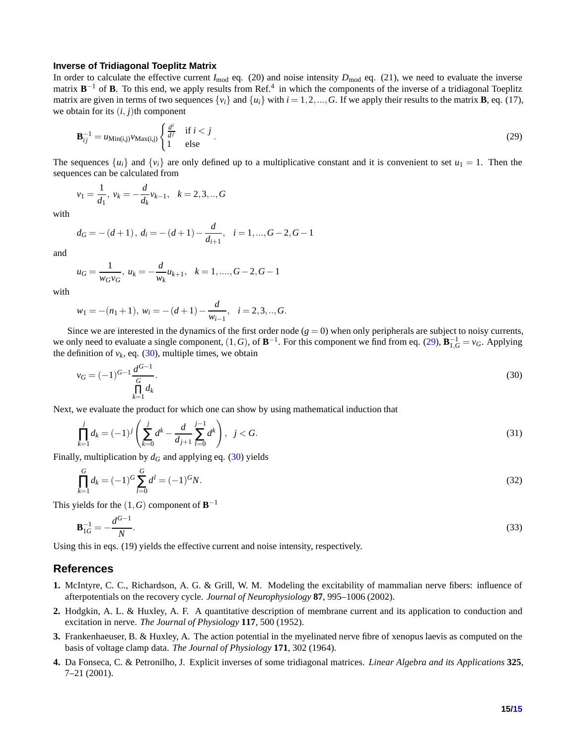### Inverse of Tridiagonal Toeplitz Matrix

In order to calculate the effective current $I_{\text{mod}}$ eq. (20) and noise intensity $D_{\text{mod}}$ eq. (21), we need to evaluate the inverse matrix $\mathbf{B}^{-1}$ of $\mathbf{B}$. To this end, we apply results from Ref.[4] in which the components of the inverse of a tridiagonal Toeplitz matrix are given in terms of two sequences $\{v_i\}$ and $\{u_i\}$ with $i = 1, 2, ..., G$. If we apply their results to the matrix $\mathbf{B}$, eq. (17), we obtain for its $(i, j)$th component

$$\mathbf{B}_{ij}^{-1} = u_{\text{Min(i,j)}} v_{\text{Max(i,j)}} \begin{cases} \frac{d^i}{d^j} & \text{if } i < j \\ 1 & \text{else} \end{cases}. \tag{29}$$

The sequences $\{u_i\}$ and $\{v_i\}$ are only defined up to a multiplicative constant and it is convenient to set $u_1 = 1$. Then the sequences can be calculated from

$$v_1 = \frac{1}{d_1}, \; v_k = -\frac{d}{d_k} v_{k-1}, \quad k = 2, 3, .., G$$

with

$$d_G = -(d+1), \; d_i = -(d+1) - \frac{d}{d_{i+1}}, \quad i = 1, ..., G-2, G-1$$

and

$$u_G = \frac{1}{w_G v_G}, \; u_k = -\frac{d}{w_k} u_{k+1}, \quad k = 1, ...., G-2, G-1$$

with

$$w_1 = -(n_1 + 1), \; w_i = -(d+1) - \frac{d}{w_{i-1}}, \quad i = 2, 3, .., G.$$

Since we are interested in the dynamics of the first order node ($g = 0$) when only peripherals are subject to noisy currents, we only need to evaluate a single component, $(1, G)$, of $\mathbf{B}^{-1}$. For this component we find from eq. (29), $\mathbf{B}_{1,G}^{-1} = v_G$. Applying the definition of $v_k$, eq. (30), multiple times, we obtain

$$v_G = (-1)^{G-1} \frac{d^{G-1}}{\prod_{k=1}^{G} d_k}. \tag{30}$$

Next, we evaluate the product for which one can show by using mathematical induction that

$$\prod_{k=1}^{j} d_k = (-1)^j \left( \sum_{k=0}^{j} d^k - \frac{d}{d_{j+1}} \sum_{l=0}^{j-1} d^k \right), \quad j < G. \tag{31}$$

Finally, multiplication by $d_G$ and applying eq. (30) yields

$$\prod_{k=1}^{G} d_k = (-1)^G \sum_{l=0}^{G} d^l = (-1)^G N. \tag{32}$$

This yields for the $(1, G)$ component of $\mathbf{B}^{-1}$

$$\mathbf{B}_{1G}^{-1} = -\frac{d^{G-1}}{N}. \tag{33}$$

Using this in eqs. (19) yields the effective current and noise intensity, respectively.

## References

1. McIntyre, C. C., Richardson, A. G. & Grill, W. M. Modeling the excitability of mammalian nerve fibers: influence of afterpotentials on the recovery cycle. *Journal of Neurophysiology* **87**, 995–1006 (2002).
2. Hodgkin, A. L. & Huxley, A. F. A quantitative description of membrane current and its application to conduction and excitation in nerve. *The Journal of Physiology* **117**, 500 (1952).
3. Frankenhaeuser, B. & Huxley, A. The action potential in the myelinated nerve fibre of xenopus laevis as computed on the basis of voltage clamp data. *The Journal of Physiology* **171**, 302 (1964).
4. Da Fonseca, C. & Petronilho, J. Explicit inverses of some tridiagonal matrices. *Linear Algebra and its Applications* **325**, 7–21 (2001).